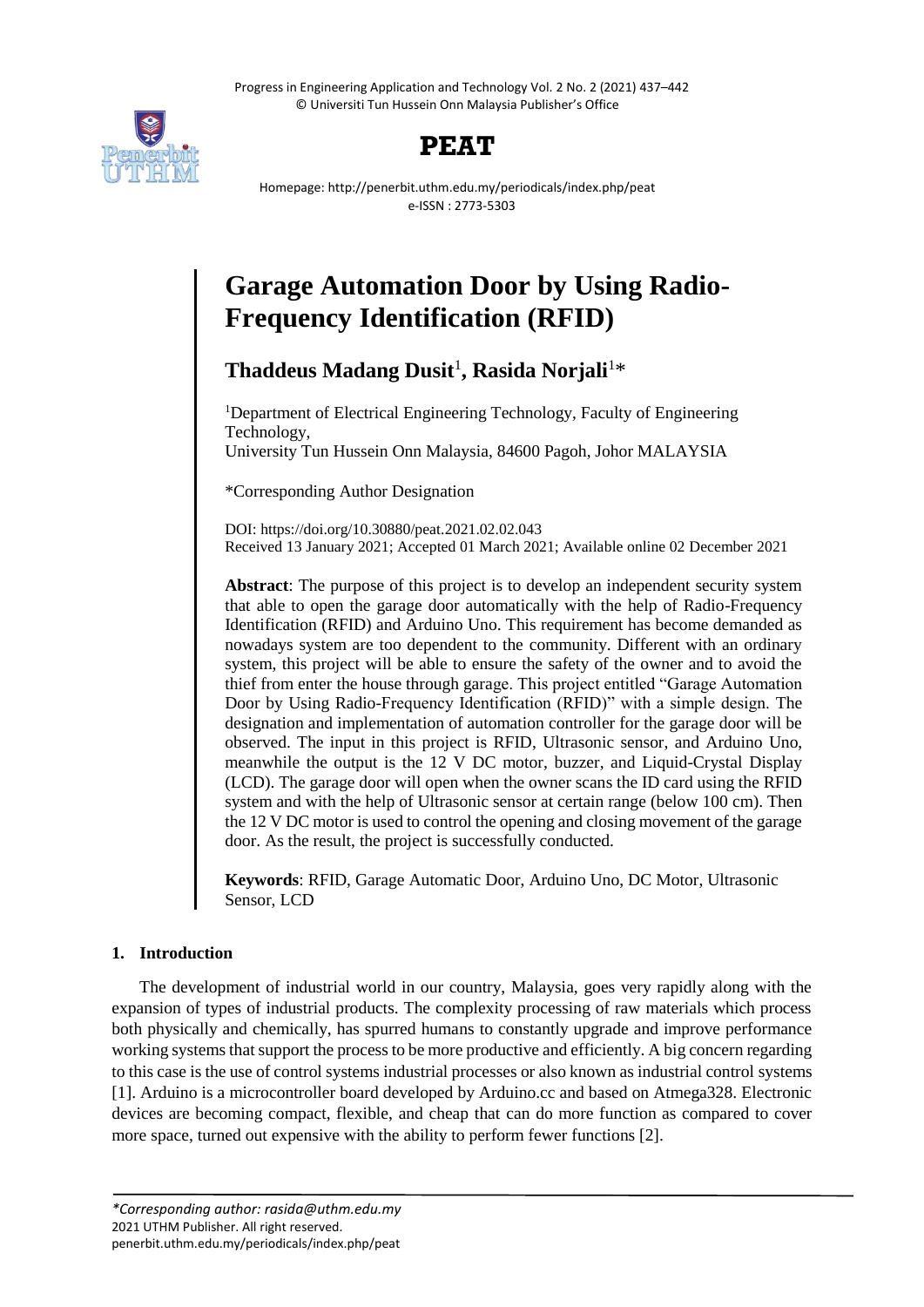# Garage Automation Door by Using Radio-Frequency Identification (RFID)

**Thaddeus Madang Dusit**[1], **Rasida Norjali**[1]*

[1]Department of Electrical Engineering Technology, Faculty of Engineering Technology,
University Tun Hussein Onn Malaysia, 84600 Pagoh, Johor MALAYSIA

*Corresponding Author Designation

DOI: https://doi.org/10.30880/peat.2021.02.02.043
Received 13 January 2021; Accepted 01 March 2021; Available online 02 December 2021

**Abstract**: The purpose of this project is to develop an independent security system that able to open the garage door automatically with the help of Radio-Frequency Identification (RFID) and Arduino Uno. This requirement has become demanded as nowadays system are too dependent to the community. Different with an ordinary system, this project will be able to ensure the safety of the owner and to avoid the thief from enter the house through garage. This project entitled "Garage Automation Door by Using Radio-Frequency Identification (RFID)" with a simple design. The designation and implementation of automation controller for the garage door will be observed. The input in this project is RFID, Ultrasonic sensor, and Arduino Uno, meanwhile the output is the 12 V DC motor, buzzer, and Liquid-Crystal Display (LCD). The garage door will open when the owner scans the ID card using the RFID system and with the help of Ultrasonic sensor at certain range (below 100 cm). Then the 12 V DC motor is used to control the opening and closing movement of the garage door. As the result, the project is successfully conducted.

**Keywords**: RFID, Garage Automatic Door, Arduino Uno, DC Motor, Ultrasonic Sensor, LCD

## 1. Introduction

The development of industrial world in our country, Malaysia, goes very rapidly along with the expansion of types of industrial products. The complexity processing of raw materials which process both physically and chemically, has spurred humans to constantly upgrade and improve performance working systems that support the process to be more productive and efficiently. A big concern regarding to this case is the use of control systems industrial processes or also known as industrial control systems [1]. Arduino is a microcontroller board developed by Arduino.cc and based on Atmega328. Electronic devices are becoming compact, flexible, and cheap that can do more function as compared to cover more space, turned out expensive with the ability to perform fewer functions [2].

*\*Corresponding author: rasida@uthm.edu.my*
2021 UTHM Publisher. All right reserved.
penerbit.uthm.edu.my/periodicals/index.php/peat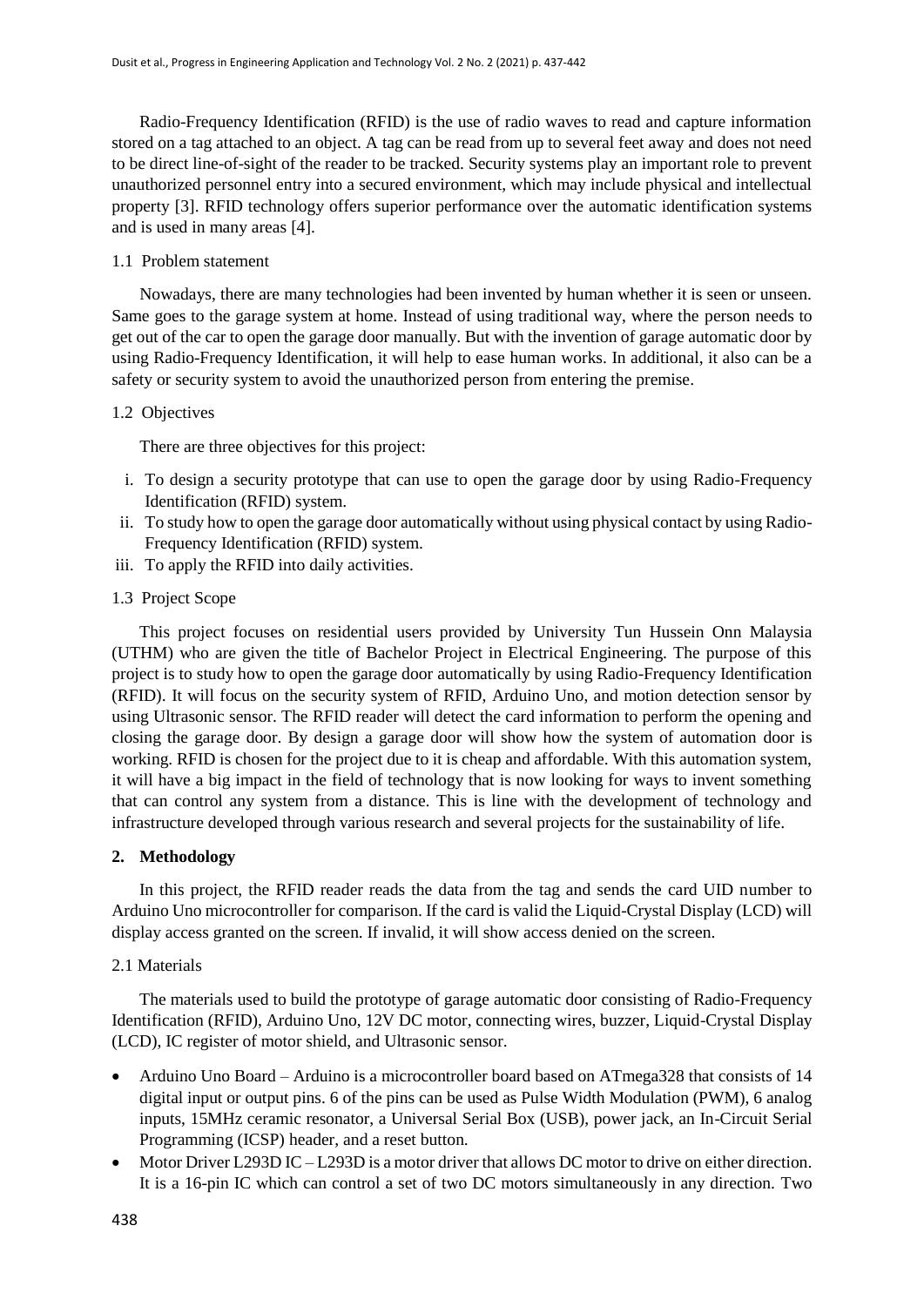Radio-Frequency Identification (RFID) is the use of radio waves to read and capture information stored on a tag attached to an object. A tag can be read from up to several feet away and does not need to be direct line-of-sight of the reader to be tracked. Security systems play an important role to prevent unauthorized personnel entry into a secured environment, which may include physical and intellectual property [3]. RFID technology offers superior performance over the automatic identification systems and is used in many areas [4].

### 1.1 Problem statement

Nowadays, there are many technologies had been invented by human whether it is seen or unseen. Same goes to the garage system at home. Instead of using traditional way, where the person needs to get out of the car to open the garage door manually. But with the invention of garage automatic door by using Radio-Frequency Identification, it will help to ease human works. In additional, it also can be a safety or security system to avoid the unauthorized person from entering the premise.

### 1.2 Objectives

There are three objectives for this project:

i. To design a security prototype that can use to open the garage door by using Radio-Frequency Identification (RFID) system.
ii. To study how to open the garage door automatically without using physical contact by using Radio-Frequency Identification (RFID) system.
iii. To apply the RFID into daily activities.

### 1.3 Project Scope

This project focuses on residential users provided by University Tun Hussein Onn Malaysia (UTHM) who are given the title of Bachelor Project in Electrical Engineering. The purpose of this project is to study how to open the garage door automatically by using Radio-Frequency Identification (RFID). It will focus on the security system of RFID, Arduino Uno, and motion detection sensor by using Ultrasonic sensor. The RFID reader will detect the card information to perform the opening and closing the garage door. By design a garage door will show how the system of automation door is working. RFID is chosen for the project due to it is cheap and affordable. With this automation system, it will have a big impact in the field of technology that is now looking for ways to invent something that can control any system from a distance. This is line with the development of technology and infrastructure developed through various research and several projects for the sustainability of life.

## 2. Methodology

In this project, the RFID reader reads the data from the tag and sends the card UID number to Arduino Uno microcontroller for comparison. If the card is valid the Liquid-Crystal Display (LCD) will display access granted on the screen. If invalid, it will show access denied on the screen.

### 2.1 Materials

The materials used to build the prototype of garage automatic door consisting of Radio-Frequency Identification (RFID), Arduino Uno, 12V DC motor, connecting wires, buzzer, Liquid-Crystal Display (LCD), IC register of motor shield, and Ultrasonic sensor.

- Arduino Uno Board – Arduino is a microcontroller board based on ATmega328 that consists of 14 digital input or output pins. 6 of the pins can be used as Pulse Width Modulation (PWM), 6 analog inputs, 15MHz ceramic resonator, a Universal Serial Box (USB), power jack, an In-Circuit Serial Programming (ICSP) header, and a reset button.
- Motor Driver L293D IC – L293D is a motor driver that allows DC motor to drive on either direction. It is a 16-pin IC which can control a set of two DC motors simultaneously in any direction. Two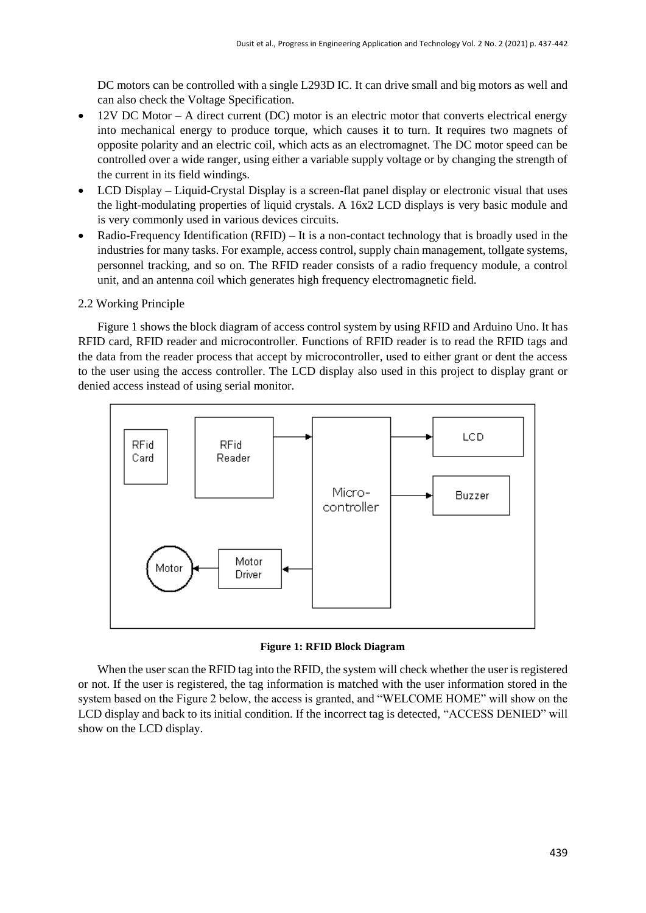DC motors can be controlled with a single L293D IC. It can drive small and big motors as well and can also check the Voltage Specification.

- 12V DC Motor – A direct current (DC) motor is an electric motor that converts electrical energy into mechanical energy to produce torque, which causes it to turn. It requires two magnets of opposite polarity and an electric coil, which acts as an electromagnet. The DC motor speed can be controlled over a wide ranger, using either a variable supply voltage or by changing the strength of the current in its field windings.
- LCD Display – Liquid-Crystal Display is a screen-flat panel display or electronic visual that uses the light-modulating properties of liquid crystals. A 16x2 LCD displays is very basic module and is very commonly used in various devices circuits.
- Radio-Frequency Identification (RFID) – It is a non-contact technology that is broadly used in the industries for many tasks. For example, access control, supply chain management, tollgate systems, personnel tracking, and so on. The RFID reader consists of a radio frequency module, a control unit, and an antenna coil which generates high frequency electromagnetic field.

2.2 Working Principle

Figure 1 shows the block diagram of access control system by using RFID and Arduino Uno. It has RFID card, RFID reader and microcontroller. Functions of RFID reader is to read the RFID tags and the data from the reader process that accept by microcontroller, used to either grant or dent the access to the user using the access controller. The LCD display also used in this project to display grant or denied access instead of using serial monitor.

**Figure 1: RFID Block Diagram**

When the user scan the RFID tag into the RFID, the system will check whether the user is registered or not. If the user is registered, the tag information is matched with the user information stored in the system based on the Figure 2 below, the access is granted, and "WELCOME HOME" will show on the LCD display and back to its initial condition. If the incorrect tag is detected, "ACCESS DENIED" will show on the LCD display.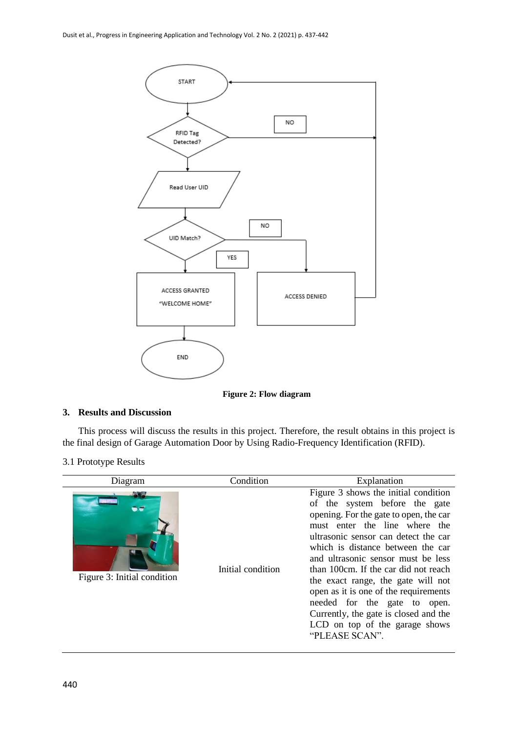**Figure 2: Flow diagram**

## 3. Results and Discussion

This process will discuss the results in this project. Therefore, the result obtains in this project is the final design of Garage Automation Door by Using Radio-Frequency Identification (RFID).

3.1 Prototype Results

| Diagram | Condition | Explanation |
| --- | --- | --- |
| Figure 3: Initial condition | Initial condition | Figure 3 shows the initial condition of the system before the gate opening. For the gate to open, the car must enter the line where the ultrasonic sensor can detect the car which is distance between the car and ultrasonic sensor must be less than 100cm. If the car did not reach the exact range, the gate will not open as it is one of the requirements needed for the gate to open. Currently, the gate is closed and the LCD on top of the garage shows "PLEASE SCAN". |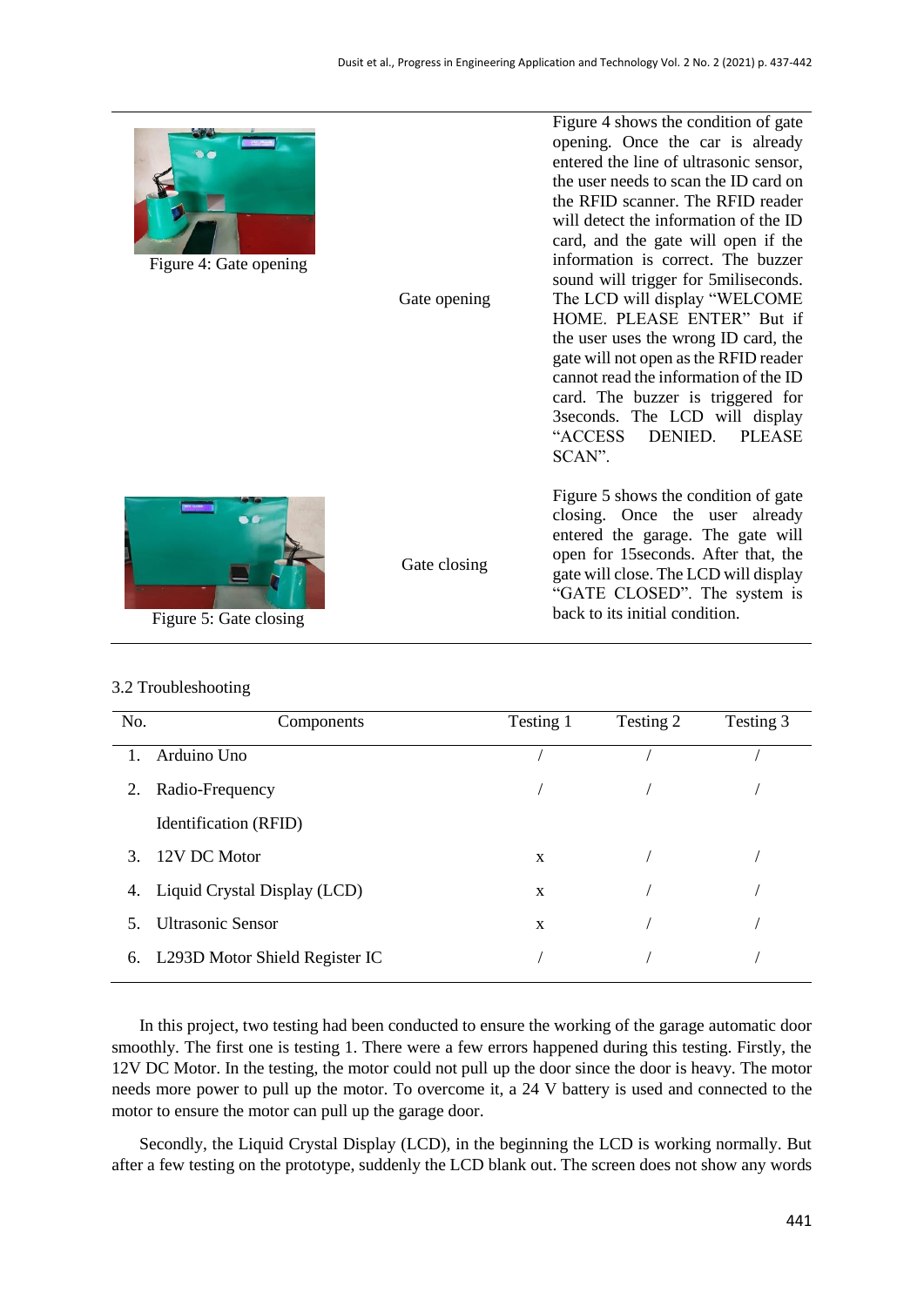| | | |
|---|---|---|
| Figure 4: Gate opening | Gate opening | Figure 4 shows the condition of gate opening. Once the car is already entered the line of ultrasonic sensor, the user needs to scan the ID card on the RFID scanner. The RFID reader will detect the information of the ID card, and the gate will open if the information is correct. The buzzer sound will trigger for 5miliseconds. The LCD will display "WELCOME HOME. PLEASE ENTER" But if the user uses the wrong ID card, the gate will not open as the RFID reader cannot read the information of the ID card. The buzzer is triggered for 3seconds. The LCD will display "ACCESS DENIED. PLEASE SCAN". |
| Figure 5: Gate closing | Gate closing | Figure 5 shows the condition of gate closing. Once the user already entered the garage. The gate will open for 15seconds. After that, the gate will close. The LCD will display "GATE CLOSED". The system is back to its initial condition. |

3.2 Troubleshooting

| No. | Components | Testing 1 | Testing 2 | Testing 3 |
|---|---|---|---|---|
| 1. | Arduino Uno | / | / | / |
| 2. | Radio-Frequency Identification (RFID) | / | / | / |
| 3. | 12V DC Motor | x | / | / |
| 4. | Liquid Crystal Display (LCD) | x | / | / |
| 5. | Ultrasonic Sensor | x | / | / |
| 6. | L293D Motor Shield Register IC | / | / | / |

In this project, two testing had been conducted to ensure the working of the garage automatic door smoothly. The first one is testing 1. There were a few errors happened during this testing. Firstly, the 12V DC Motor. In the testing, the motor could not pull up the door since the door is heavy. The motor needs more power to pull up the motor. To overcome it, a 24 V battery is used and connected to the motor to ensure the motor can pull up the garage door.

Secondly, the Liquid Crystal Display (LCD), in the beginning the LCD is working normally. But after a few testing on the prototype, suddenly the LCD blank out. The screen does not show any words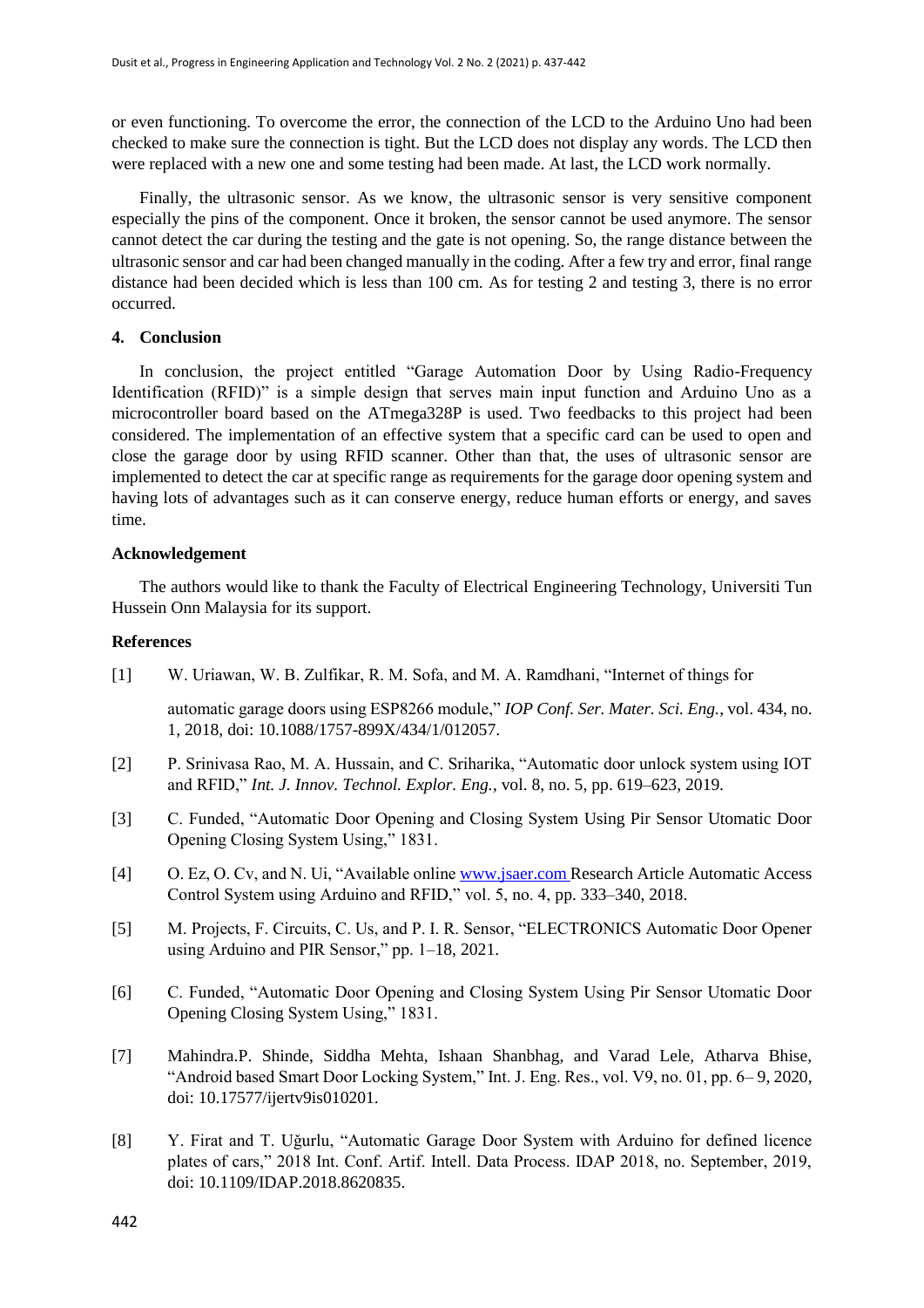or even functioning. To overcome the error, the connection of the LCD to the Arduino Uno had been checked to make sure the connection is tight. But the LCD does not display any words. The LCD then were replaced with a new one and some testing had been made. At last, the LCD work normally.

Finally, the ultrasonic sensor. As we know, the ultrasonic sensor is very sensitive component especially the pins of the component. Once it broken, the sensor cannot be used anymore. The sensor cannot detect the car during the testing and the gate is not opening. So, the range distance between the ultrasonic sensor and car had been changed manually in the coding. After a few try and error, final range distance had been decided which is less than 100 cm. As for testing 2 and testing 3, there is no error occurred.

## 4. Conclusion

In conclusion, the project entitled "Garage Automation Door by Using Radio-Frequency Identification (RFID)" is a simple design that serves main input function and Arduino Uno as a microcontroller board based on the ATmega328P is used. Two feedbacks to this project had been considered. The implementation of an effective system that a specific card can be used to open and close the garage door by using RFID scanner. Other than that, the uses of ultrasonic sensor are implemented to detect the car at specific range as requirements for the garage door opening system and having lots of advantages such as it can conserve energy, reduce human efforts or energy, and saves time.

## Acknowledgement

The authors would like to thank the Faculty of Electrical Engineering Technology, Universiti Tun Hussein Onn Malaysia for its support.

## References

[1] W. Uriawan, W. B. Zulfikar, R. M. Sofa, and M. A. Ramdhani, "Internet of things for automatic garage doors using ESP8266 module," *IOP Conf. Ser. Mater. Sci. Eng.*, vol. 434, no. 1, 2018, doi: 10.1088/1757-899X/434/1/012057.

[2] P. Srinivasa Rao, M. A. Hussain, and C. Sriharika, "Automatic door unlock system using IOT and RFID," *Int. J. Innov. Technol. Explor. Eng.*, vol. 8, no. 5, pp. 619–623, 2019.

[3] C. Funded, "Automatic Door Opening and Closing System Using Pir Sensor Utomatic Door Opening Closing System Using," 1831.

[4] O. Ez, O. Cv, and N. Ui, "Available online www.jsaer.com Research Article Automatic Access Control System using Arduino and RFID," vol. 5, no. 4, pp. 333–340, 2018.

[5] M. Projects, F. Circuits, C. Us, and P. I. R. Sensor, "ELECTRONICS Automatic Door Opener using Arduino and PIR Sensor," pp. 1–18, 2021.

[6] C. Funded, "Automatic Door Opening and Closing System Using Pir Sensor Utomatic Door Opening Closing System Using," 1831.

[7] Mahindra.P. Shinde, Siddha Mehta, Ishaan Shanbhag, and Varad Lele, Atharva Bhise, "Android based Smart Door Locking System," Int. J. Eng. Res., vol. V9, no. 01, pp. 6– 9, 2020, doi: 10.17577/ijertv9is010201.

[8] Y. Firat and T. Uğurlu, "Automatic Garage Door System with Arduino for defined licence plates of cars," 2018 Int. Conf. Artif. Intell. Data Process. IDAP 2018, no. September, 2019, doi: 10.1109/IDAP.2018.8620835.